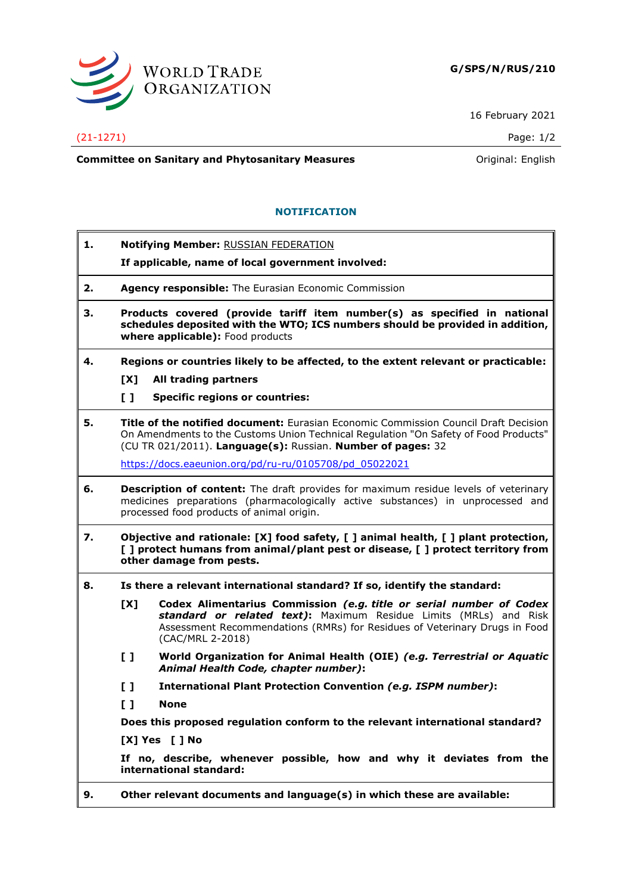**G/SPS/N/RUS/210**

16 February 2021

(21-1271)

**Committee on Sanitary and Phytosanitary Measures**

Original: English

## NOTIFICATION

**1.** **Notifying Member:** RUSSIAN FEDERATION

**If applicable, name of local government involved:**

**2.** **Agency responsible:** The Eurasian Economic Commission

**3.** **Products covered (provide tariff item number(s) as specified in national schedules deposited with the WTO; ICS numbers should be provided in addition, where applicable):** Food products

**4.** **Regions or countries likely to be affected, to the extent relevant or practicable:**

**[X]** **All trading partners**

**[ ]** **Specific regions or countries:**

**5.** **Title of the notified document:** Eurasian Economic Commission Council Draft Decision On Amendments to the Customs Union Technical Regulation "On Safety of Food Products" (CU TR 021/2011). **Language(s):** Russian. **Number of pages:** 32

https://docs.eaeunion.org/pd/ru-ru/0105708/pd_05022021

**6.** **Description of content:** The draft provides for maximum residue levels of veterinary medicines preparations (pharmacologically active substances) in unprocessed and processed food products of animal origin.

**7.** **Objective and rationale: [X] food safety, [ ] animal health, [ ] plant protection, [ ] protect humans from animal/plant pest or disease, [ ] protect territory from other damage from pests.**

**8.** **Is there a relevant international standard? If so, identify the standard:**

**[X]** **Codex Alimentarius Commission *(e.g. title or serial number of Codex standard or related text)*:** Maximum Residue Limits (MRLs) and Risk Assessment Recommendations (RMRs) for Residues of Veterinary Drugs in Food (CAC/MRL 2-2018)

**[ ]** **World Organization for Animal Health (OIE) *(e.g. Terrestrial or Aquatic Animal Health Code, chapter number)*:**

**[ ]** **International Plant Protection Convention *(e.g. ISPM number)*:**

**[ ]** **None**

**Does this proposed regulation conform to the relevant international standard?**

**[X] Yes [ ] No**

**If no, describe, whenever possible, how and why it deviates from the international standard:**

**9.** **Other relevant documents and language(s) in which these are available:**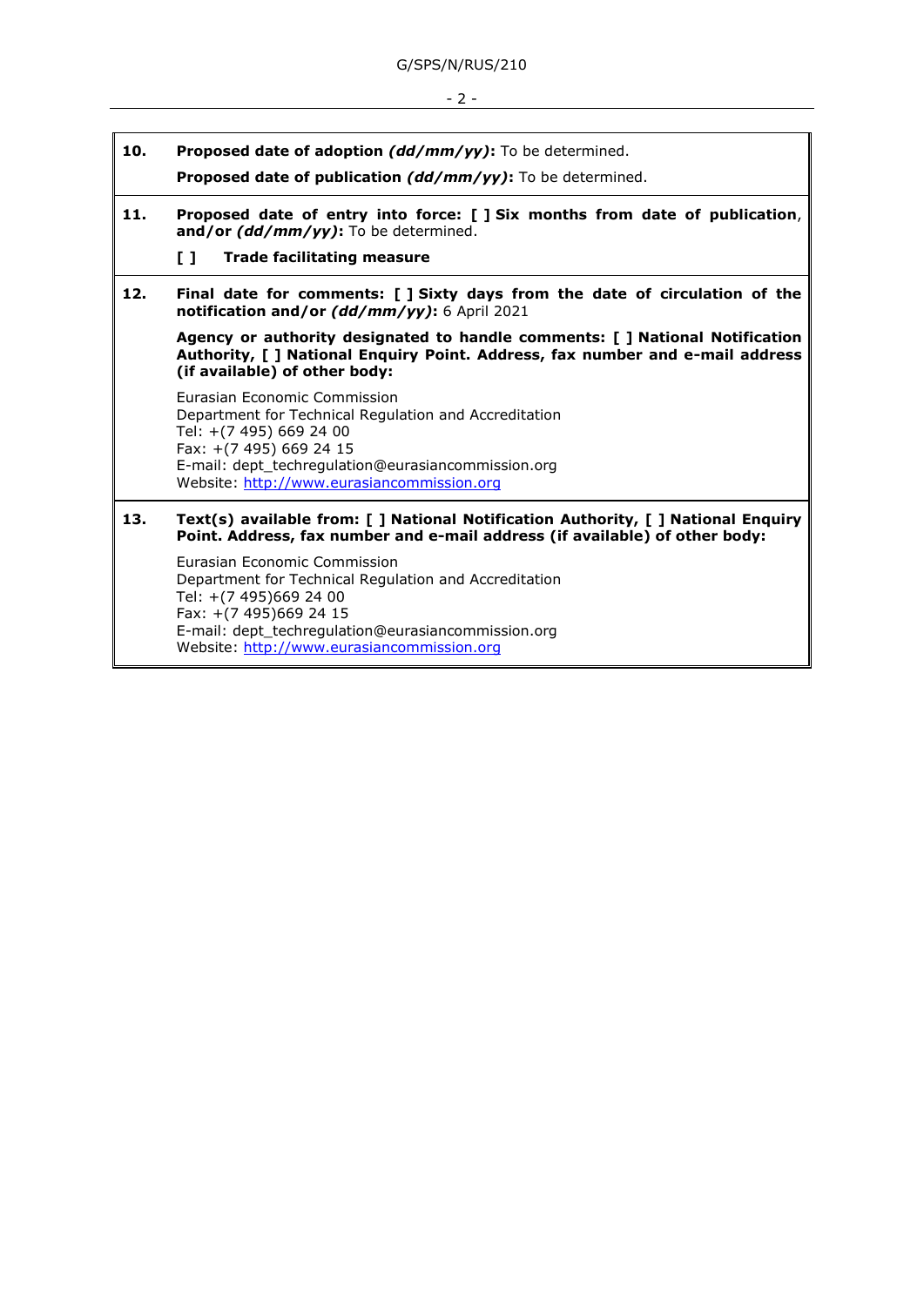**10.** **Proposed date of adoption *(dd/mm/yy)*:** To be determined.

**Proposed date of publication *(dd/mm/yy)*:** To be determined.

**11.** **Proposed date of entry into force: [ ] Six months from date of publication**, **and/or *(dd/mm/yy)*:** To be determined.

**[ ] Trade facilitating measure**

**12.** **Final date for comments: [ ] Sixty days from the date of circulation of the notification and/or *(dd/mm/yy)*:** 6 April 2021

**Agency or authority designated to handle comments: [ ] National Notification Authority, [ ] National Enquiry Point. Address, fax number and e-mail address (if available) of other body:**

Eurasian Economic Commission
Department for Technical Regulation and Accreditation
Tel: +(7 495) 669 24 00
Fax: +(7 495) 669 24 15
E-mail: dept_techregulation@eurasiancommission.org
Website: http://www.eurasiancommission.org

**13.** **Text(s) available from: [ ] National Notification Authority, [ ] National Enquiry Point. Address, fax number and e-mail address (if available) of other body:**

Eurasian Economic Commission
Department for Technical Regulation and Accreditation
Tel: +(7 495)669 24 00
Fax: +(7 495)669 24 15
E-mail: dept_techregulation@eurasiancommission.org
Website: http://www.eurasiancommission.org